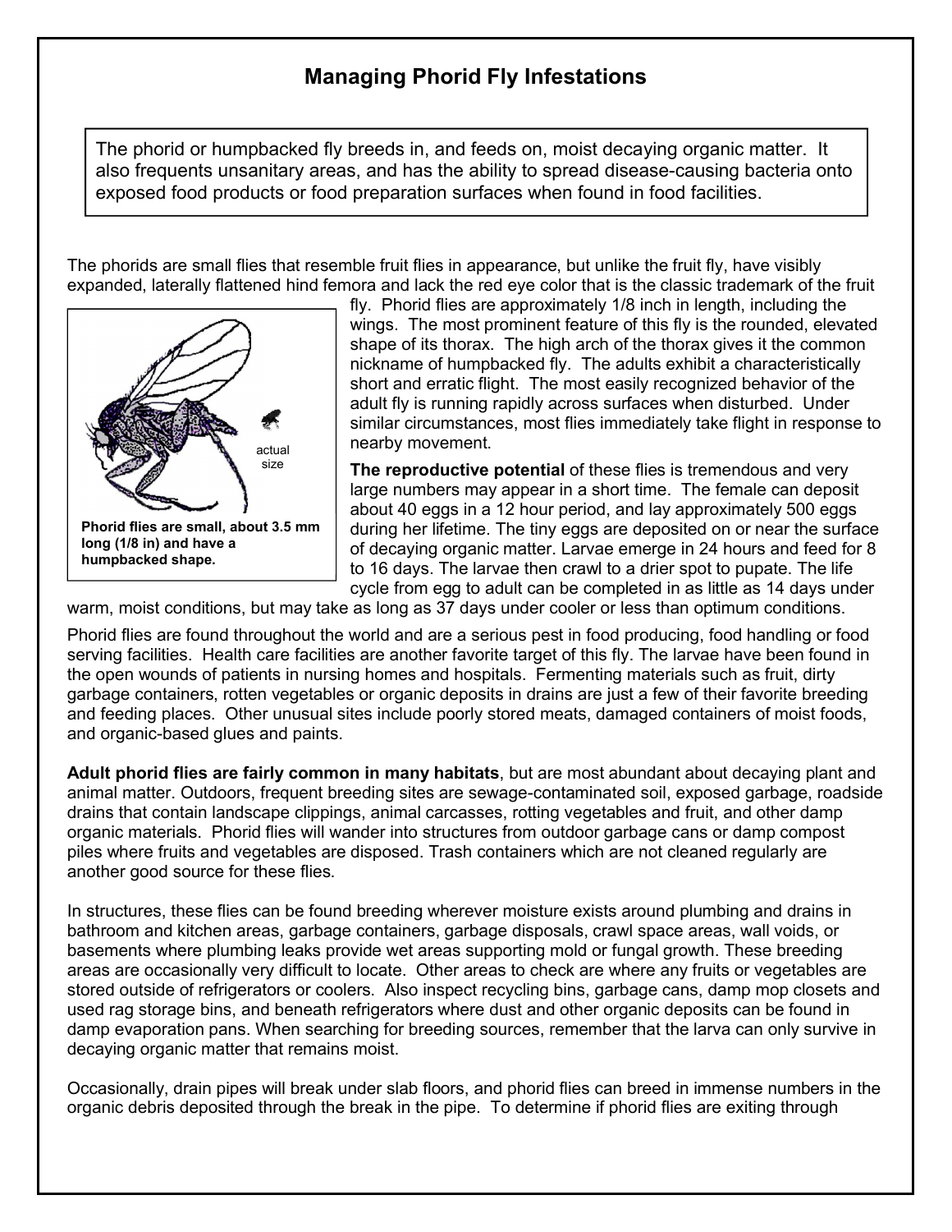# Managing Phorid Fly Infestations

The phorid or humpbacked fly breeds in, and feeds on, moist decaying organic matter. It also frequents unsanitary areas, and has the ability to spread disease-causing bacteria onto exposed food products or food preparation surfaces when found in food facilities.

The phorids are small flies that resemble fruit flies in appearance, but unlike the fruit fly, have visibly expanded, laterally flattened hind femora and lack the red eye color that is the classic trademark of the fruit fly. Phorid flies are approximately 1/8 inch in length, including the wings. The most prominent feature of this fly is the rounded, elevated shape of its thorax. The high arch of the thorax gives it the common nickname of humpbacked fly. The adults exhibit a characteristically short and erratic flight. The most easily recognized behavior of the adult fly is running rapidly across surfaces when disturbed. Under similar circumstances, most flies immediately take flight in response to nearby movement.

actual size

**Phorid flies are small, about 3.5 mm long (1/8 in) and have a humpbacked shape.**

**The reproductive potential** of these flies is tremendous and very large numbers may appear in a short time. The female can deposit about 40 eggs in a 12 hour period, and lay approximately 500 eggs during her lifetime. The tiny eggs are deposited on or near the surface of decaying organic matter. Larvae emerge in 24 hours and feed for 8 to 16 days. The larvae then crawl to a drier spot to pupate. The life cycle from egg to adult can be completed in as little as 14 days under warm, moist conditions, but may take as long as 37 days under cooler or less than optimum conditions.

Phorid flies are found throughout the world and are a serious pest in food producing, food handling or food serving facilities. Health care facilities are another favorite target of this fly. The larvae have been found in the open wounds of patients in nursing homes and hospitals. Fermenting materials such as fruit, dirty garbage containers, rotten vegetables or organic deposits in drains are just a few of their favorite breeding and feeding places. Other unusual sites include poorly stored meats, damaged containers of moist foods, and organic-based glues and paints.

**Adult phorid flies are fairly common in many habitats**, but are most abundant about decaying plant and animal matter. Outdoors, frequent breeding sites are sewage-contaminated soil, exposed garbage, roadside drains that contain landscape clippings, animal carcasses, rotting vegetables and fruit, and other damp organic materials. Phorid flies will wander into structures from outdoor garbage cans or damp compost piles where fruits and vegetables are disposed. Trash containers which are not cleaned regularly are another good source for these flies.

In structures, these flies can be found breeding wherever moisture exists around plumbing and drains in bathroom and kitchen areas, garbage containers, garbage disposals, crawl space areas, wall voids, or basements where plumbing leaks provide wet areas supporting mold or fungal growth. These breeding areas are occasionally very difficult to locate. Other areas to check are where any fruits or vegetables are stored outside of refrigerators or coolers. Also inspect recycling bins, garbage cans, damp mop closets and used rag storage bins, and beneath refrigerators where dust and other organic deposits can be found in damp evaporation pans. When searching for breeding sources, remember that the larva can only survive in decaying organic matter that remains moist.

Occasionally, drain pipes will break under slab floors, and phorid flies can breed in immense numbers in the organic debris deposited through the break in the pipe. To determine if phorid flies are exiting through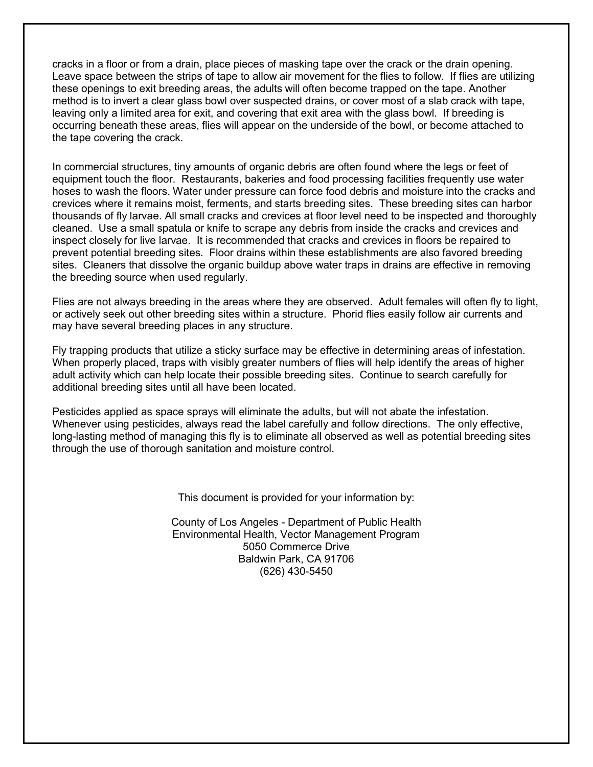cracks in a floor or from a drain, place pieces of masking tape over the crack or the drain opening. Leave space between the strips of tape to allow air movement for the flies to follow. If flies are utilizing these openings to exit breeding areas, the adults will often become trapped on the tape. Another method is to invert a clear glass bowl over suspected drains, or cover most of a slab crack with tape, leaving only a limited area for exit, and covering that exit area with the glass bowl. If breeding is occurring beneath these areas, flies will appear on the underside of the bowl, or become attached to the tape covering the crack.

In commercial structures, tiny amounts of organic debris are often found where the legs or feet of equipment touch the floor. Restaurants, bakeries and food processing facilities frequently use water hoses to wash the floors. Water under pressure can force food debris and moisture into the cracks and crevices where it remains moist, ferments, and starts breeding sites. These breeding sites can harbor thousands of fly larvae. All small cracks and crevices at floor level need to be inspected and thoroughly cleaned. Use a small spatula or knife to scrape any debris from inside the cracks and crevices and inspect closely for live larvae. It is recommended that cracks and crevices in floors be repaired to prevent potential breeding sites. Floor drains within these establishments are also favored breeding sites. Cleaners that dissolve the organic buildup above water traps in drains are effective in removing the breeding source when used regularly.

Flies are not always breeding in the areas where they are observed. Adult females will often fly to light, or actively seek out other breeding sites within a structure. Phorid flies easily follow air currents and may have several breeding places in any structure.

Fly trapping products that utilize a sticky surface may be effective in determining areas of infestation. When properly placed, traps with visibly greater numbers of flies will help identify the areas of higher adult activity which can help locate their possible breeding sites. Continue to search carefully for additional breeding sites until all have been located.

Pesticides applied as space sprays will eliminate the adults, but will not abate the infestation. Whenever using pesticides, always read the label carefully and follow directions. The only effective, long-lasting method of managing this fly is to eliminate all observed as well as potential breeding sites through the use of thorough sanitation and moisture control.

This document is provided for your information by:

County of Los Angeles - Department of Public Health
Environmental Health, Vector Management Program
5050 Commerce Drive
Baldwin Park, CA 91706
(626) 430-5450